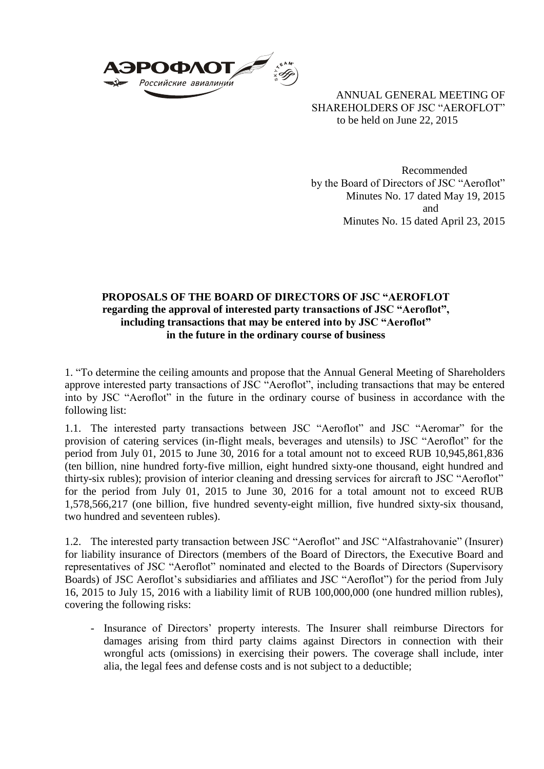ANNUAL GENERAL MEETING OF SHAREHOLDERS OF JSC "AEROFLOT"
to be held on June 22, 2015

Recommended
by the Board of Directors of JSC "Aeroflot"
Minutes No. 17 dated May 19, 2015
and
Minutes No. 15 dated April 23, 2015

## PROPOSALS OF THE BOARD OF DIRECTORS OF JSC "AEROFLOT regarding the approval of interested party transactions of JSC "Aeroflot", including transactions that may be entered into by JSC "Aeroflot" in the future in the ordinary course of business

1. "To determine the ceiling amounts and propose that the Annual General Meeting of Shareholders approve interested party transactions of JSC "Aeroflot", including transactions that may be entered into by JSC "Aeroflot" in the future in the ordinary course of business in accordance with the following list:

1.1. The interested party transactions between JSC "Aeroflot" and JSC "Aeromar" for the provision of catering services (in-flight meals, beverages and utensils) to JSC "Aeroflot" for the period from July 01, 2015 to June 30, 2016 for a total amount not to exceed RUB 10,945,861,836 (ten billion, nine hundred forty-five million, eight hundred sixty-one thousand, eight hundred and thirty-six rubles); provision of interior cleaning and dressing services for aircraft to JSC "Aeroflot" for the period from July 01, 2015 to June 30, 2016 for a total amount not to exceed RUB 1,578,566,217 (one billion, five hundred seventy-eight million, five hundred sixty-six thousand, two hundred and seventeen rubles).

1.2. The interested party transaction between JSC "Aeroflot" and JSC "Alfastrahovanie" (Insurer) for liability insurance of Directors (members of the Board of Directors, the Executive Board and representatives of JSC "Aeroflot" nominated and elected to the Boards of Directors (Supervisory Boards) of JSC Aeroflot's subsidiaries and affiliates and JSC "Aeroflot") for the period from July 16, 2015 to July 15, 2016 with a liability limit of RUB 100,000,000 (one hundred million rubles), covering the following risks:

- Insurance of Directors' property interests. The Insurer shall reimburse Directors for damages arising from third party claims against Directors in connection with their wrongful acts (omissions) in exercising their powers. The coverage shall include, inter alia, the legal fees and defense costs and is not subject to a deductible;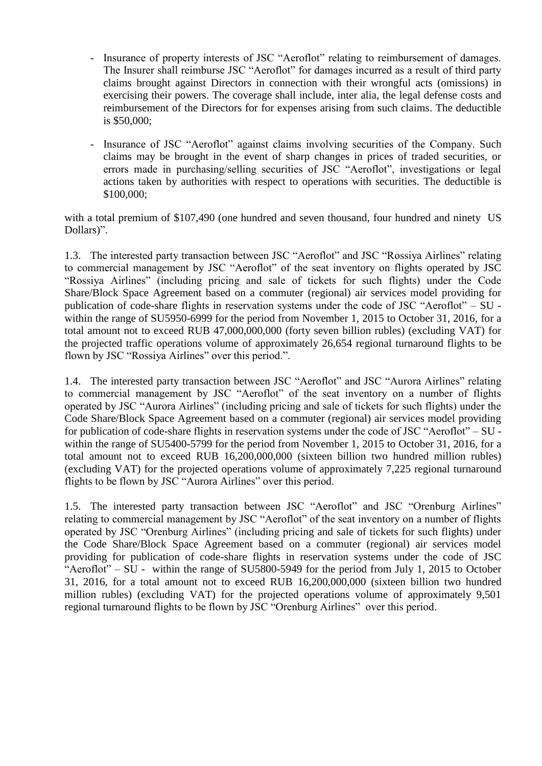- Insurance of property interests of JSC "Aeroflot" relating to reimbursement of damages. The Insurer shall reimburse JSC "Aeroflot" for damages incurred as a result of third party claims brought against Directors in connection with their wrongful acts (omissions) in exercising their powers. The coverage shall include, inter alia, the legal defense costs and reimbursement of the Directors for for expenses arising from such claims. The deductible is $50,000;

- Insurance of JSC "Aeroflot" against claims involving securities of the Company. Such claims may be brought in the event of sharp changes in prices of traded securities, or errors made in purchasing/selling securities of JSC "Aeroflot", investigations or legal actions taken by authorities with respect to operations with securities. The deductible is $100,000;

with a total premium of $107,490 (one hundred and seven thousand, four hundred and ninety US Dollars)".

1.3. The interested party transaction between JSC "Aeroflot" and JSC "Rossiya Airlines" relating to commercial management by JSC "Aeroflot" of the seat inventory on flights operated by JSC "Rossiya Airlines" (including pricing and sale of tickets for such flights) under the Code Share/Block Space Agreement based on a commuter (regional) air services model providing for publication of code-share flights in reservation systems under the code of JSC "Aeroflot" – SU - within the range of SU5950-6999 for the period from November 1, 2015 to October 31, 2016, for a total amount not to exceed RUB 47,000,000,000 (forty seven billion rubles) (excluding VAT) for the projected traffic operations volume of approximately 26,654 regional turnaround flights to be flown by JSC "Rossiya Airlines" over this period.".

1.4. The interested party transaction between JSC "Aeroflot" and JSC "Aurora Airlines" relating to commercial management by JSC "Aeroflot" of the seat inventory on a number of flights operated by JSC "Aurora Airlines" (including pricing and sale of tickets for such flights) under the Code Share/Block Space Agreement based on a commuter (regional) air services model providing for publication of code-share flights in reservation systems under the code of JSC "Aeroflot" – SU - within the range of SU5400-5799 for the period from November 1, 2015 to October 31, 2016, for a total amount not to exceed RUB 16,200,000,000 (sixteen billion two hundred million rubles) (excluding VAT) for the projected operations volume of approximately 7,225 regional turnaround flights to be flown by JSC "Aurora Airlines" over this period.

1.5. The interested party transaction between JSC "Aeroflot" and JSC "Orenburg Airlines" relating to commercial management by JSC "Aeroflot" of the seat inventory on a number of flights operated by JSC "Orenburg Airlines" (including pricing and sale of tickets for such flights) under the Code Share/Block Space Agreement based on a commuter (regional) air services model providing for publication of code-share flights in reservation systems under the code of JSC "Aeroflot" – SU - within the range of SU5800-5949 for the period from July 1, 2015 to October 31, 2016, for a total amount not to exceed RUB 16,200,000,000 (sixteen billion two hundred million rubles) (excluding VAT) for the projected operations volume of approximately 9,501 regional turnaround flights to be flown by JSC "Orenburg Airlines" over this period.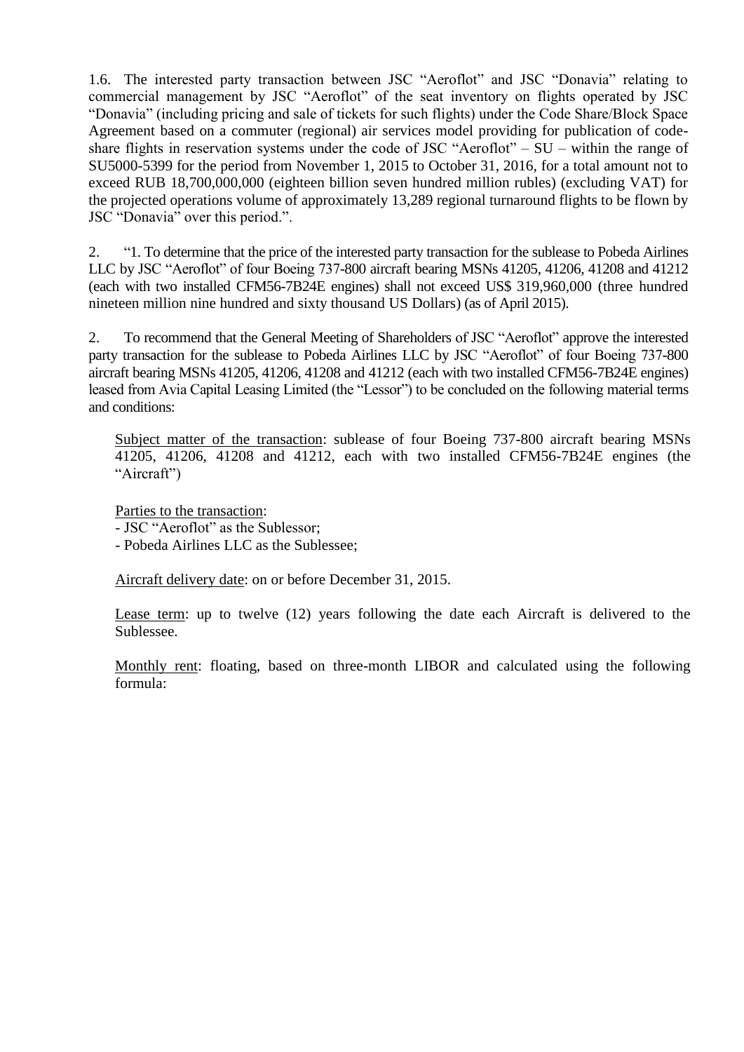1.6. The interested party transaction between JSC "Aeroflot" and JSC "Donavia" relating to commercial management by JSC "Aeroflot" of the seat inventory on flights operated by JSC "Donavia" (including pricing and sale of tickets for such flights) under the Code Share/Block Space Agreement based on a commuter (regional) air services model providing for publication of code-share flights in reservation systems under the code of JSC "Aeroflot" – SU – within the range of SU5000-5399 for the period from November 1, 2015 to October 31, 2016, for a total amount not to exceed RUB 18,700,000,000 (eighteen billion seven hundred million rubles) (excluding VAT) for the projected operations volume of approximately 13,289 regional turnaround flights to be flown by JSC "Donavia" over this period.".

2. "1. To determine that the price of the interested party transaction for the sublease to Pobeda Airlines LLC by JSC "Aeroflot" of four Boeing 737-800 aircraft bearing MSNs 41205, 41206, 41208 and 41212 (each with two installed CFM56-7B24E engines) shall not exceed US$ 319,960,000 (three hundred nineteen million nine hundred and sixty thousand US Dollars) (as of April 2015).

2. To recommend that the General Meeting of Shareholders of JSC "Aeroflot" approve the interested party transaction for the sublease to Pobeda Airlines LLC by JSC "Aeroflot" of four Boeing 737-800 aircraft bearing MSNs 41205, 41206, 41208 and 41212 (each with two installed CFM56-7B24E engines) leased from Avia Capital Leasing Limited (the "Lessor") to be concluded on the following material terms and conditions:

Subject matter of the transaction: sublease of four Boeing 737-800 aircraft bearing MSNs 41205, 41206, 41208 and 41212, each with two installed CFM56-7B24E engines (the "Aircraft")

Parties to the transaction:
- JSC "Aeroflot" as the Sublessor;
- Pobeda Airlines LLC as the Sublessee;

Aircraft delivery date: on or before December 31, 2015.

Lease term: up to twelve (12) years following the date each Aircraft is delivered to the Sublessee.

Monthly rent: floating, based on three-month LIBOR and calculated using the following formula: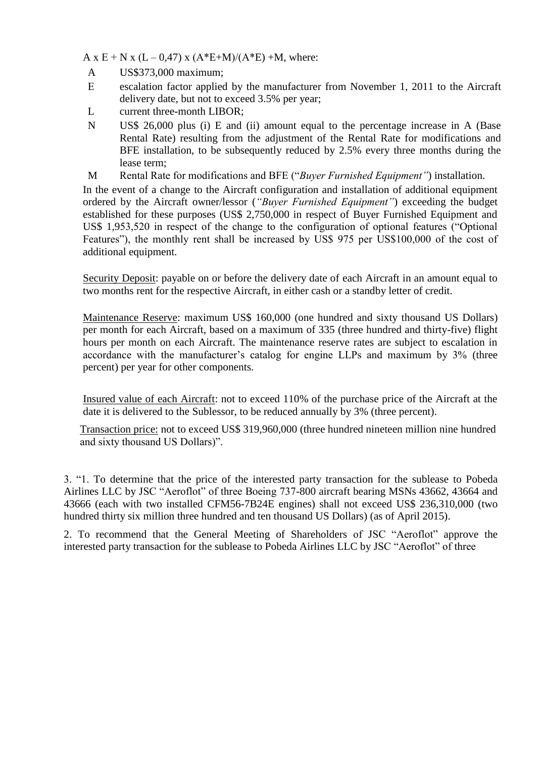$A \times E + N \times (L – 0,47) \times (A*E+M)/(A*E) +M$, where:

- A US$373,000 maximum;
- E escalation factor applied by the manufacturer from November 1, 2011 to the Aircraft delivery date, but not to exceed 3.5% per year;
- L current three-month LIBOR;
- N US$ 26,000 plus (i) E and (ii) amount equal to the percentage increase in A (Base Rental Rate) resulting from the adjustment of the Rental Rate for modifications and BFE installation, to be subsequently reduced by 2.5% every three months during the lease term;
- M Rental Rate for modifications and BFE ("*Buyer Furnished Equipment"*) installation.

In the event of a change to the Aircraft configuration and installation of additional equipment ordered by the Aircraft owner/lessor (*"Buyer Furnished Equipment"*) exceeding the budget established for these purposes (US$ 2,750,000 in respect of Buyer Furnished Equipment and US$ 1,953,520 in respect of the change to the configuration of optional features ("Optional Features"), the monthly rent shall be increased by US$ 975 per US$100,000 of the cost of additional equipment.

Security Deposit: payable on or before the delivery date of each Aircraft in an amount equal to two months rent for the respective Aircraft, in either cash or a standby letter of credit.

Maintenance Reserve: maximum US$ 160,000 (one hundred and sixty thousand US Dollars) per month for each Aircraft, based on a maximum of 335 (three hundred and thirty-five) flight hours per month on each Aircraft. The maintenance reserve rates are subject to escalation in accordance with the manufacturer's catalog for engine LLPs and maximum by 3% (three percent) per year for other components.

Insured value of each Aircraft: not to exceed 110% of the purchase price of the Aircraft at the date it is delivered to the Sublessor, to be reduced annually by 3% (three percent).

Transaction price: not to exceed US$ 319,960,000 (three hundred nineteen million nine hundred and sixty thousand US Dollars)".

3. "1. To determine that the price of the interested party transaction for the sublease to Pobeda Airlines LLC by JSC "Aeroflot" of three Boeing 737-800 aircraft bearing MSNs 43662, 43664 and 43666 (each with two installed CFM56-7B24E engines) shall not exceed US$ 236,310,000 (two hundred thirty six million three hundred and ten thousand US Dollars) (as of April 2015).

2. To recommend that the General Meeting of Shareholders of JSC "Aeroflot" approve the interested party transaction for the sublease to Pobeda Airlines LLC by JSC "Aeroflot" of three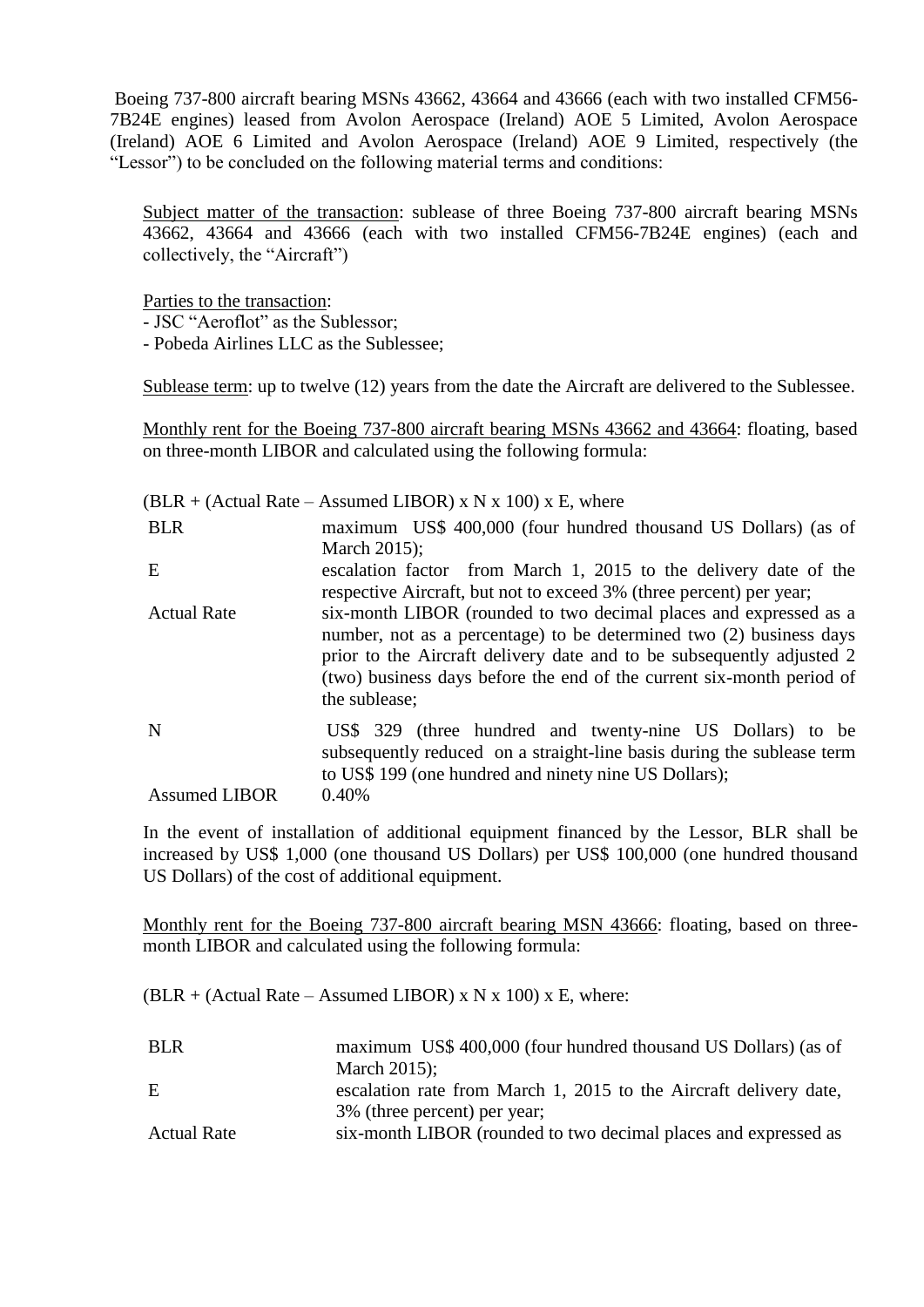Boeing 737-800 aircraft bearing MSNs 43662, 43664 and 43666 (each with two installed CFM56-7B24E engines) leased from Avolon Aerospace (Ireland) AOE 5 Limited, Avolon Aerospace (Ireland) AOE 6 Limited and Avolon Aerospace (Ireland) AOE 9 Limited, respectively (the "Lessor") to be concluded on the following material terms and conditions:

Subject matter of the transaction: sublease of three Boeing 737-800 aircraft bearing MSNs 43662, 43664 and 43666 (each with two installed CFM56-7B24E engines) (each and collectively, the "Aircraft")

Parties to the transaction:
- JSC "Aeroflot" as the Sublessor;
- Pobeda Airlines LLC as the Sublessee;

Sublease term: up to twelve (12) years from the date the Aircraft are delivered to the Sublessee.

Monthly rent for the Boeing 737-800 aircraft bearing MSNs 43662 and 43664: floating, based on three-month LIBOR and calculated using the following formula:

(BLR + (Actual Rate – Assumed LIBOR) x N x 100) x E, where

| | |
|---|---|
| BLR | maximum US$ 400,000 (four hundred thousand US Dollars) (as of March 2015); |
| E | escalation factor from March 1, 2015 to the delivery date of the respective Aircraft, but not to exceed 3% (three percent) per year; |
| Actual Rate | six-month LIBOR (rounded to two decimal places and expressed as a number, not as a percentage) to be determined two (2) business days prior to the Aircraft delivery date and to be subsequently adjusted 2 (two) business days before the end of the current six-month period of the sublease; |
| N | US$ 329 (three hundred and twenty-nine US Dollars) to be subsequently reduced on a straight-line basis during the sublease term to US$ 199 (one hundred and ninety nine US Dollars); |
| Assumed LIBOR | 0.40% |

In the event of installation of additional equipment financed by the Lessor, BLR shall be increased by US$ 1,000 (one thousand US Dollars) per US$ 100,000 (one hundred thousand US Dollars) of the cost of additional equipment.

Monthly rent for the Boeing 737-800 aircraft bearing MSN 43666: floating, based on three-month LIBOR and calculated using the following formula:

(BLR + (Actual Rate – Assumed LIBOR) x N x 100) x E, where:

| | |
|---|---|
| BLR | maximum US$ 400,000 (four hundred thousand US Dollars) (as of March 2015); |
| E | escalation rate from March 1, 2015 to the Aircraft delivery date, 3% (three percent) per year; |
| Actual Rate | six-month LIBOR (rounded to two decimal places and expressed as |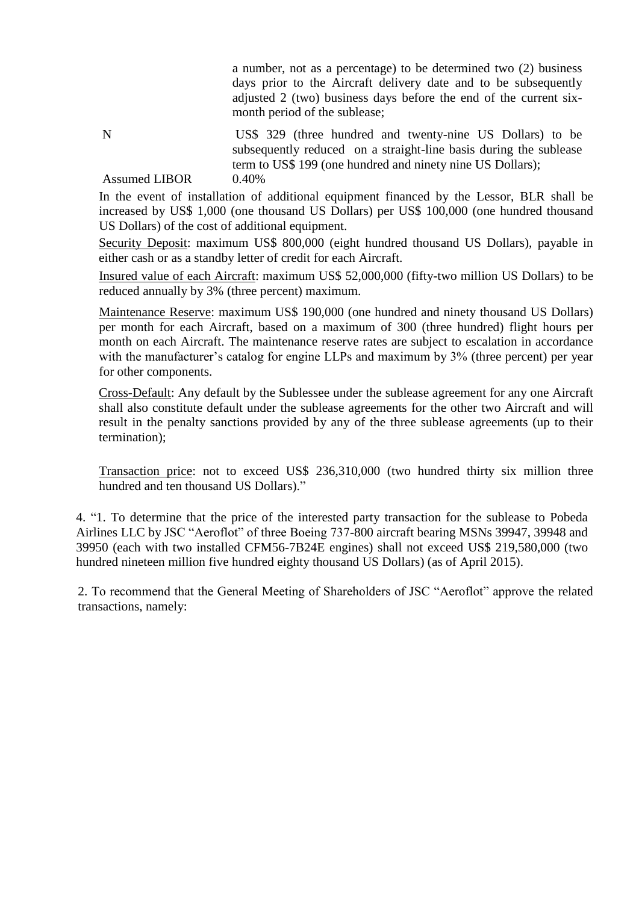a number, not as a percentage) to be determined two (2) business days prior to the Aircraft delivery date and to be subsequently adjusted 2 (two) business days before the end of the current six-month period of the sublease;

| | |
|---|---|
| N | US$ 329 (three hundred and twenty-nine US Dollars) to be subsequently reduced on a straight-line basis during the sublease term to US$ 199 (one hundred and ninety nine US Dollars); |
| Assumed LIBOR | 0.40% |

In the event of installation of additional equipment financed by the Lessor, BLR shall be increased by US$ 1,000 (one thousand US Dollars) per US$ 100,000 (one hundred thousand US Dollars) of the cost of additional equipment.

Security Deposit: maximum US$ 800,000 (eight hundred thousand US Dollars), payable in either cash or as a standby letter of credit for each Aircraft.

Insured value of each Aircraft: maximum US$ 52,000,000 (fifty-two million US Dollars) to be reduced annually by 3% (three percent) maximum.

Maintenance Reserve: maximum US$ 190,000 (one hundred and ninety thousand US Dollars) per month for each Aircraft, based on a maximum of 300 (three hundred) flight hours per month on each Aircraft. The maintenance reserve rates are subject to escalation in accordance with the manufacturer's catalog for engine LLPs and maximum by 3% (three percent) per year for other components.

Cross-Default: Any default by the Sublessee under the sublease agreement for any one Aircraft shall also constitute default under the sublease agreements for the other two Aircraft and will result in the penalty sanctions provided by any of the three sublease agreements (up to their termination);

Transaction price: not to exceed US$ 236,310,000 (two hundred thirty six million three hundred and ten thousand US Dollars)."

4. "1. To determine that the price of the interested party transaction for the sublease to Pobeda Airlines LLC by JSC "Aeroflot" of three Boeing 737-800 aircraft bearing MSNs 39947, 39948 and 39950 (each with two installed CFM56-7B24E engines) shall not exceed US$ 219,580,000 (two hundred nineteen million five hundred eighty thousand US Dollars) (as of April 2015).

2. To recommend that the General Meeting of Shareholders of JSC "Aeroflot" approve the related transactions, namely: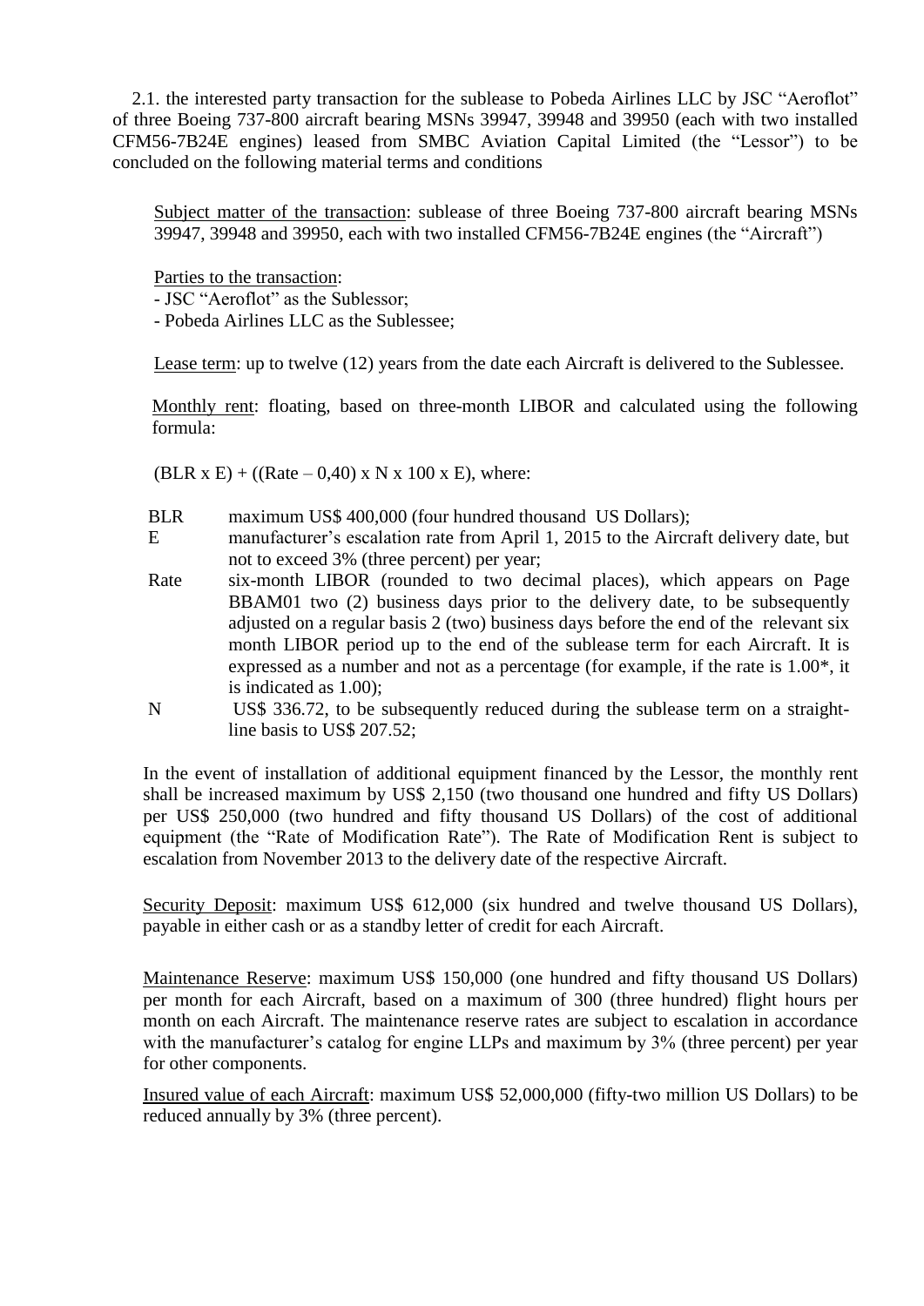2.1. the interested party transaction for the sublease to Pobeda Airlines LLC by JSC "Aeroflot" of three Boeing 737-800 aircraft bearing MSNs 39947, 39948 and 39950 (each with two installed CFM56-7B24E engines) leased from SMBC Aviation Capital Limited (the "Lessor") to be concluded on the following material terms and conditions

Subject matter of the transaction: sublease of three Boeing 737-800 aircraft bearing MSNs 39947, 39948 and 39950, each with two installed CFM56-7B24E engines (the "Aircraft")

Parties to the transaction:
- JSC "Aeroflot" as the Sublessor;
- Pobeda Airlines LLC as the Sublessee;

Lease term: up to twelve (12) years from the date each Aircraft is delivered to the Sublessee.

Monthly rent: floating, based on three-month LIBOR and calculated using the following formula:

(BLR x E) + ((Rate – 0,40) x N x 100 x E), where:

| | |
|---|---|
| BLR | maximum US$ 400,000 (four hundred thousand US Dollars); |
| E | manufacturer's escalation rate from April 1, 2015 to the Aircraft delivery date, but not to exceed 3% (three percent) per year; |
| Rate | six-month LIBOR (rounded to two decimal places), which appears on Page BBAM01 two (2) business days prior to the delivery date, to be subsequently adjusted on a regular basis 2 (two) business days before the end of the relevant six month LIBOR period up to the end of the sublease term for each Aircraft. It is expressed as a number and not as a percentage (for example, if the rate is 1.00*, it is indicated as 1.00); |
| N | US$ 336.72, to be subsequently reduced during the sublease term on a straight-line basis to US$ 207.52; |

In the event of installation of additional equipment financed by the Lessor, the monthly rent shall be increased maximum by US$ 2,150 (two thousand one hundred and fifty US Dollars) per US$ 250,000 (two hundred and fifty thousand US Dollars) of the cost of additional equipment (the "Rate of Modification Rate"). The Rate of Modification Rent is subject to escalation from November 2013 to the delivery date of the respective Aircraft.

Security Deposit: maximum US$ 612,000 (six hundred and twelve thousand US Dollars), payable in either cash or as a standby letter of credit for each Aircraft.

Maintenance Reserve: maximum US$ 150,000 (one hundred and fifty thousand US Dollars) per month for each Aircraft, based on a maximum of 300 (three hundred) flight hours per month on each Aircraft. The maintenance reserve rates are subject to escalation in accordance with the manufacturer's catalog for engine LLPs and maximum by 3% (three percent) per year for other components.

Insured value of each Aircraft: maximum US$ 52,000,000 (fifty-two million US Dollars) to be reduced annually by 3% (three percent).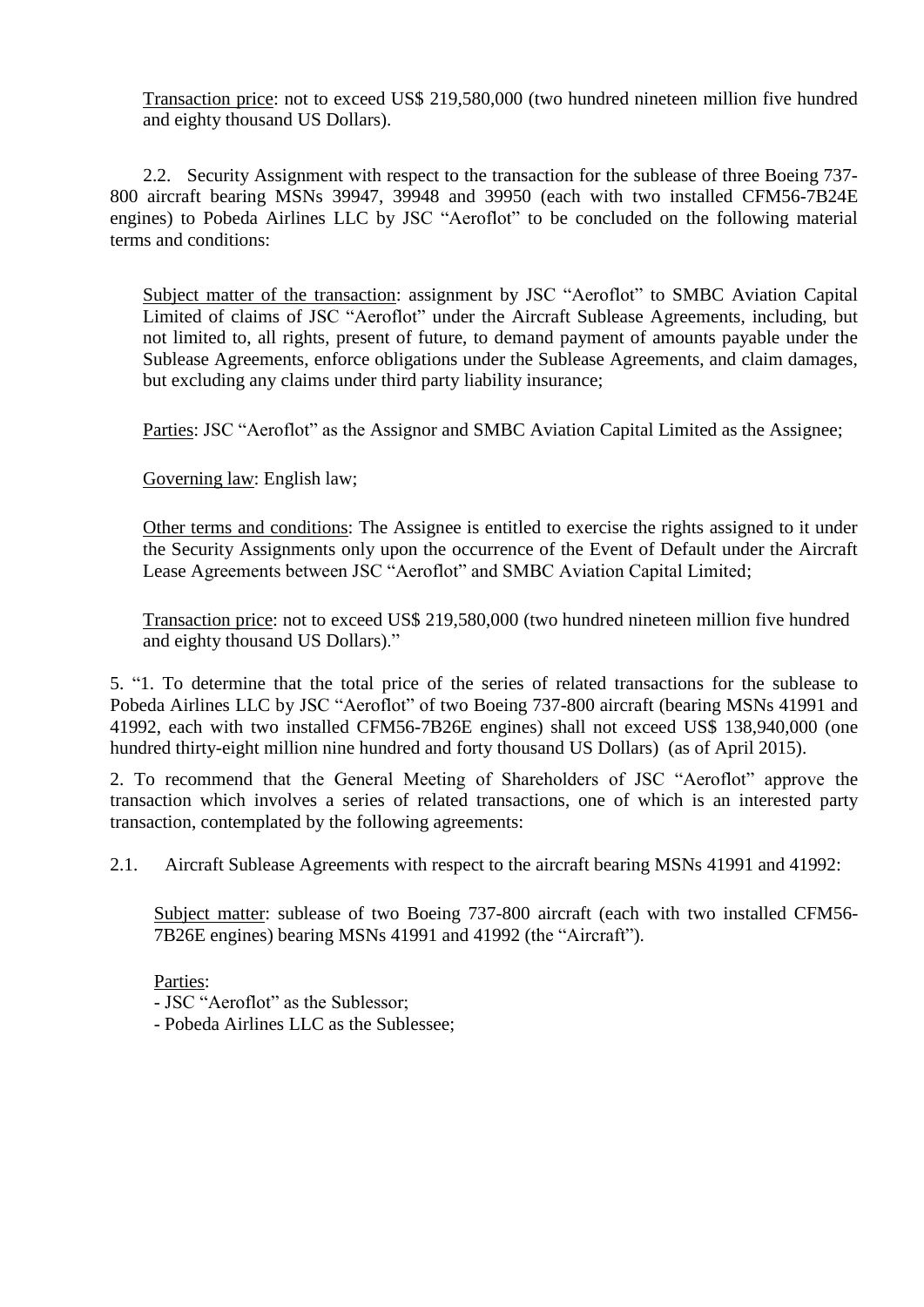Transaction price: not to exceed US$ 219,580,000 (two hundred nineteen million five hundred and eighty thousand US Dollars).

2.2. Security Assignment with respect to the transaction for the sublease of three Boeing 737-800 aircraft bearing MSNs 39947, 39948 and 39950 (each with two installed CFM56-7B24E engines) to Pobeda Airlines LLC by JSC "Aeroflot" to be concluded on the following material terms and conditions:

Subject matter of the transaction: assignment by JSC "Aeroflot" to SMBC Aviation Capital Limited of claims of JSC "Aeroflot" under the Aircraft Sublease Agreements, including, but not limited to, all rights, present of future, to demand payment of amounts payable under the Sublease Agreements, enforce obligations under the Sublease Agreements, and claim damages, but excluding any claims under third party liability insurance;

Parties: JSC "Aeroflot" as the Assignor and SMBC Aviation Capital Limited as the Assignee;

Governing law: English law;

Other terms and conditions: The Assignee is entitled to exercise the rights assigned to it under the Security Assignments only upon the occurrence of the Event of Default under the Aircraft Lease Agreements between JSC "Aeroflot" and SMBC Aviation Capital Limited;

Transaction price: not to exceed US$ 219,580,000 (two hundred nineteen million five hundred and eighty thousand US Dollars)."

5. "1. To determine that the total price of the series of related transactions for the sublease to Pobeda Airlines LLC by JSC "Aeroflot" of two Boeing 737-800 aircraft (bearing MSNs 41991 and 41992, each with two installed CFM56-7B26E engines) shall not exceed US$ 138,940,000 (one hundred thirty-eight million nine hundred and forty thousand US Dollars) (as of April 2015).

2. To recommend that the General Meeting of Shareholders of JSC "Aeroflot" approve the transaction which involves a series of related transactions, one of which is an interested party transaction, contemplated by the following agreements:

2.1. Aircraft Sublease Agreements with respect to the aircraft bearing MSNs 41991 and 41992:

Subject matter: sublease of two Boeing 737-800 aircraft (each with two installed CFM56-7B26E engines) bearing MSNs 41991 and 41992 (the "Aircraft").

Parties:
- JSC "Aeroflot" as the Sublessor;
- Pobeda Airlines LLC as the Sublessee;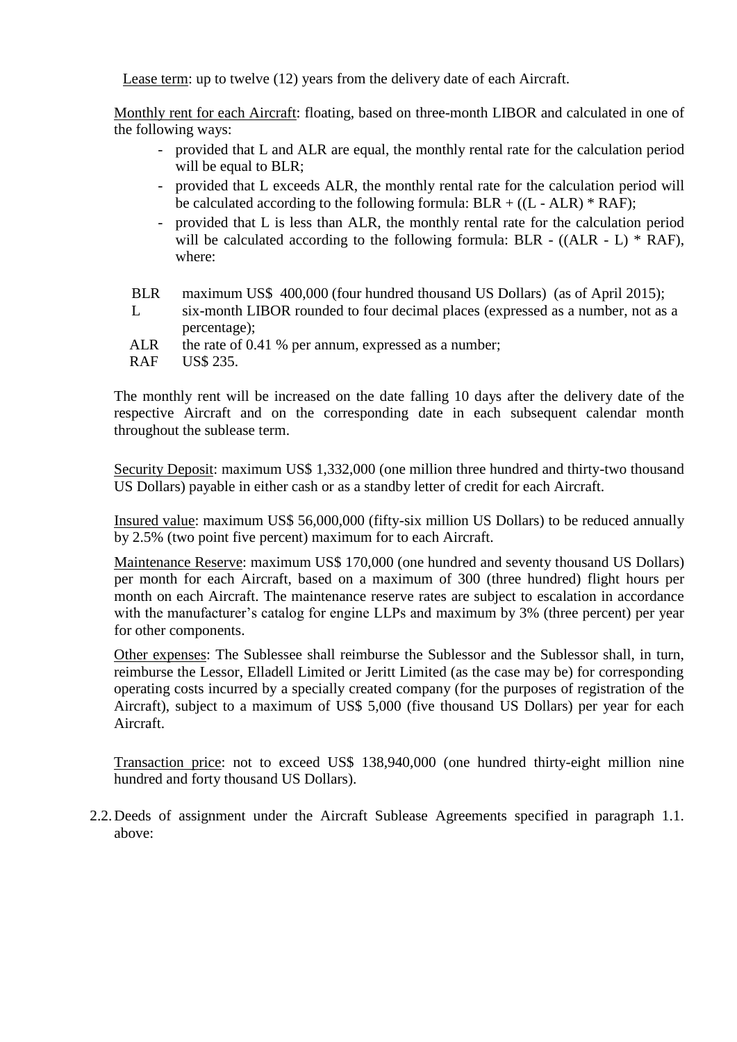Lease term: up to twelve (12) years from the delivery date of each Aircraft.

Monthly rent for each Aircraft: floating, based on three-month LIBOR and calculated in one of the following ways:

- provided that L and ALR are equal, the monthly rental rate for the calculation period will be equal to BLR;
- provided that L exceeds ALR, the monthly rental rate for the calculation period will be calculated according to the following formula: BLR + ((L - ALR) * RAF);
- provided that L is less than ALR, the monthly rental rate for the calculation period will be calculated according to the following formula: BLR - ((ALR - L) * RAF), where:

| | |
|---|---|
| BLR | maximum US$ 400,000 (four hundred thousand US Dollars) (as of April 2015); |
| L | six-month LIBOR rounded to four decimal places (expressed as a number, not as a percentage); |
| ALR | the rate of 0.41 % per annum, expressed as a number; |
| RAF | US$ 235. |

The monthly rent will be increased on the date falling 10 days after the delivery date of the respective Aircraft and on the corresponding date in each subsequent calendar month throughout the sublease term.

Security Deposit: maximum US$ 1,332,000 (one million three hundred and thirty-two thousand US Dollars) payable in either cash or as a standby letter of credit for each Aircraft.

Insured value: maximum US$ 56,000,000 (fifty-six million US Dollars) to be reduced annually by 2.5% (two point five percent) maximum for to each Aircraft.

Maintenance Reserve: maximum US$ 170,000 (one hundred and seventy thousand US Dollars) per month for each Aircraft, based on a maximum of 300 (three hundred) flight hours per month on each Aircraft. The maintenance reserve rates are subject to escalation in accordance with the manufacturer's catalog for engine LLPs and maximum by 3% (three percent) per year for other components.

Other expenses: The Sublessee shall reimburse the Sublessor and the Sublessor shall, in turn, reimburse the Lessor, Elladell Limited or Jeritt Limited (as the case may be) for corresponding operating costs incurred by a specially created company (for the purposes of registration of the Aircraft), subject to a maximum of US$ 5,000 (five thousand US Dollars) per year for each Aircraft.

Transaction price: not to exceed US$ 138,940,000 (one hundred thirty-eight million nine hundred and forty thousand US Dollars).

2.2. Deeds of assignment under the Aircraft Sublease Agreements specified in paragraph 1.1. above: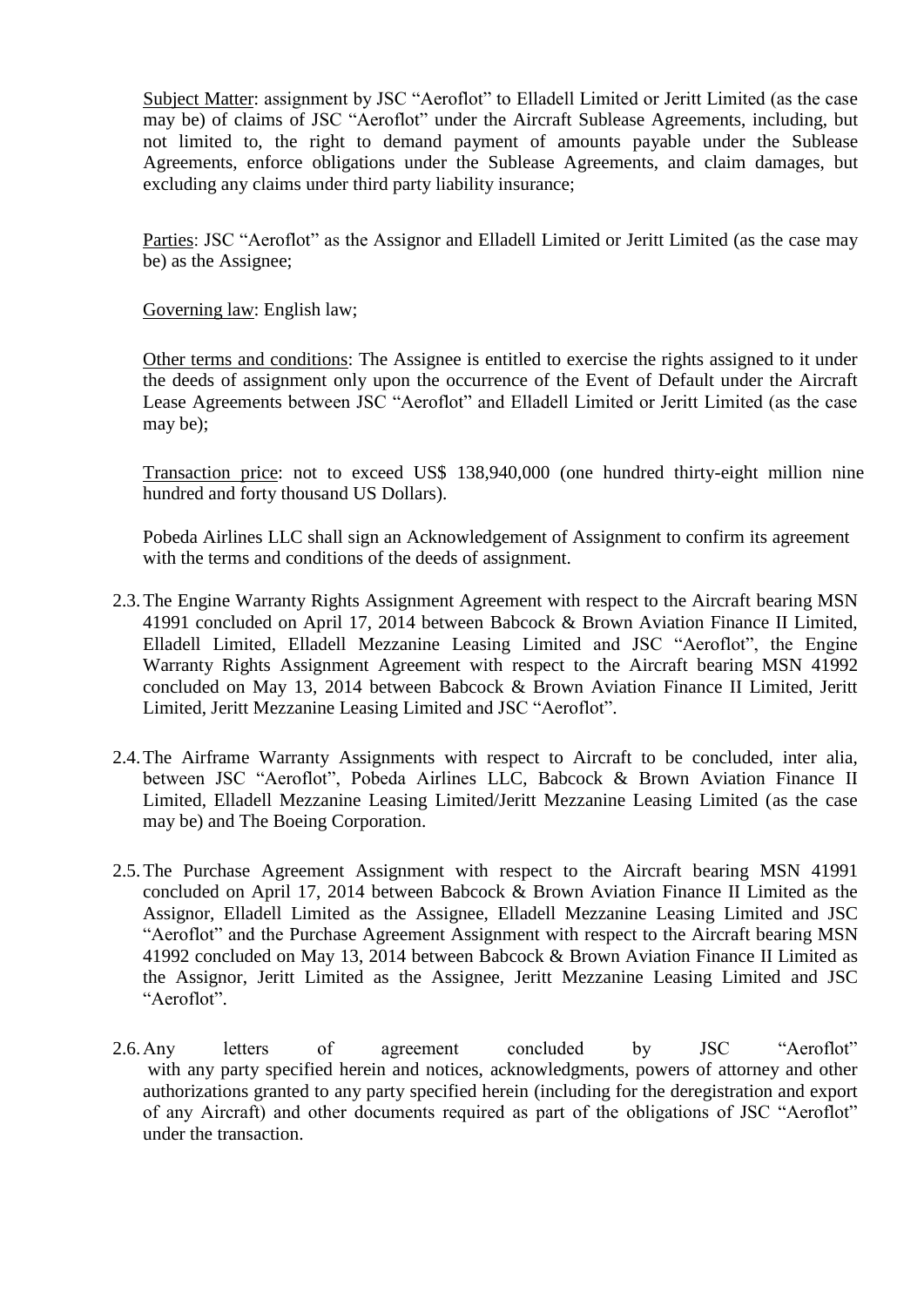Subject Matter: assignment by JSC "Aeroflot" to Elladell Limited or Jeritt Limited (as the case may be) of claims of JSC "Aeroflot" under the Aircraft Sublease Agreements, including, but not limited to, the right to demand payment of amounts payable under the Sublease Agreements, enforce obligations under the Sublease Agreements, and claim damages, but excluding any claims under third party liability insurance;

Parties: JSC "Aeroflot" as the Assignor and Elladell Limited or Jeritt Limited (as the case may be) as the Assignee;

Governing law: English law;

Other terms and conditions: The Assignee is entitled to exercise the rights assigned to it under the deeds of assignment only upon the occurrence of the Event of Default under the Aircraft Lease Agreements between JSC "Aeroflot" and Elladell Limited or Jeritt Limited (as the case may be);

Transaction price: not to exceed US$ 138,940,000 (one hundred thirty-eight million nine hundred and forty thousand US Dollars).

Pobeda Airlines LLC shall sign an Acknowledgement of Assignment to confirm its agreement with the terms and conditions of the deeds of assignment.

2.3. The Engine Warranty Rights Assignment Agreement with respect to the Aircraft bearing MSN 41991 concluded on April 17, 2014 between Babcock & Brown Aviation Finance II Limited, Elladell Limited, Elladell Mezzanine Leasing Limited and JSC "Aeroflot", the Engine Warranty Rights Assignment Agreement with respect to the Aircraft bearing MSN 41992 concluded on May 13, 2014 between Babcock & Brown Aviation Finance II Limited, Jeritt Limited, Jeritt Mezzanine Leasing Limited and JSC "Aeroflot".

2.4. The Airframe Warranty Assignments with respect to Aircraft to be concluded, inter alia, between JSC "Aeroflot", Pobeda Airlines LLC, Babcock & Brown Aviation Finance II Limited, Elladell Mezzanine Leasing Limited/Jeritt Mezzanine Leasing Limited (as the case may be) and The Boeing Corporation.

2.5. The Purchase Agreement Assignment with respect to the Aircraft bearing MSN 41991 concluded on April 17, 2014 between Babcock & Brown Aviation Finance II Limited as the Assignor, Elladell Limited as the Assignee, Elladell Mezzanine Leasing Limited and JSC "Aeroflot" and the Purchase Agreement Assignment with respect to the Aircraft bearing MSN 41992 concluded on May 13, 2014 between Babcock & Brown Aviation Finance II Limited as the Assignor, Jeritt Limited as the Assignee, Jeritt Mezzanine Leasing Limited and JSC "Aeroflot".

2.6. Any letters of agreement concluded by JSC "Aeroflot" with any party specified herein and notices, acknowledgments, powers of attorney and other authorizations granted to any party specified herein (including for the deregistration and export of any Aircraft) and other documents required as part of the obligations of JSC "Aeroflot" under the transaction.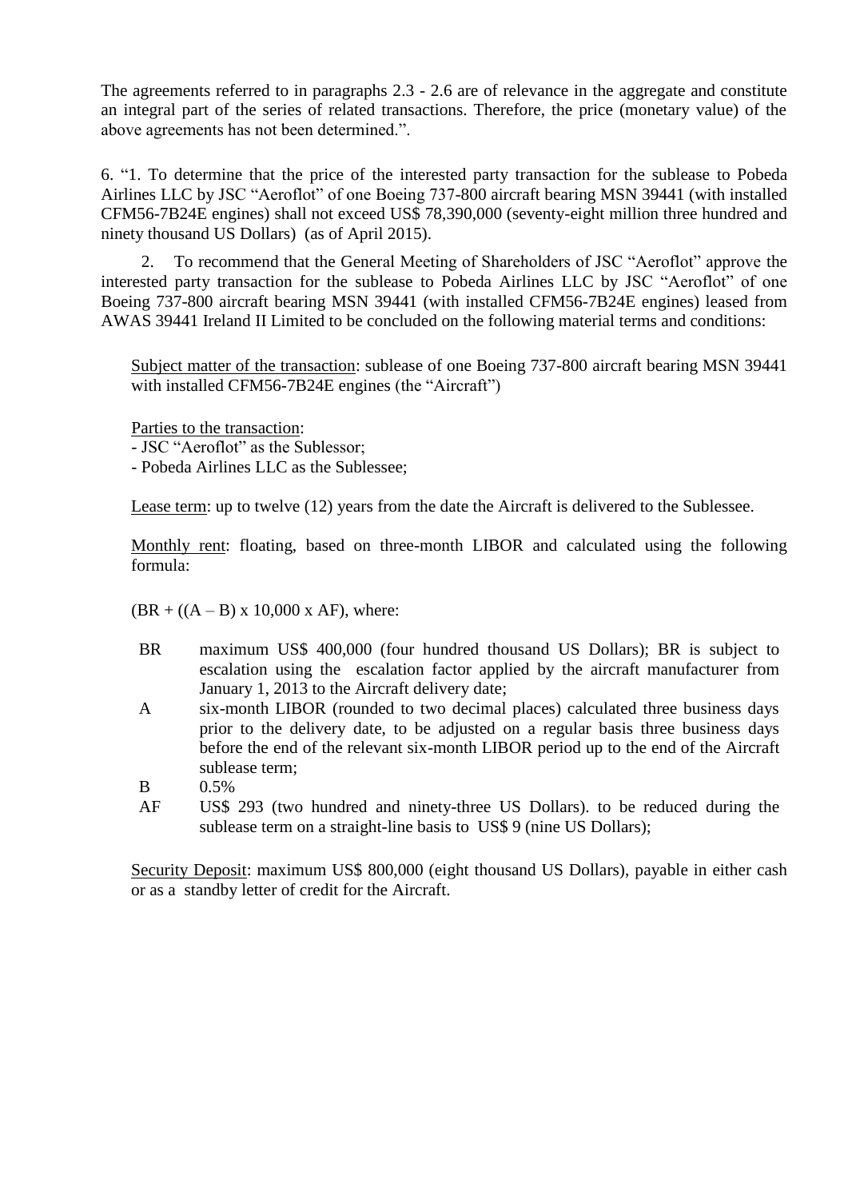The agreements referred to in paragraphs 2.3 - 2.6 are of relevance in the aggregate and constitute an integral part of the series of related transactions. Therefore, the price (monetary value) of the above agreements has not been determined.”.

6. “1. To determine that the price of the interested party transaction for the sublease to Pobeda Airlines LLC by JSC “Aeroflot” of one Boeing 737-800 aircraft bearing MSN 39441 (with installed CFM56-7B24E engines) shall not exceed US$ 78,390,000 (seventy-eight million three hundred and ninety thousand US Dollars) (as of April 2015).

2. To recommend that the General Meeting of Shareholders of JSC “Aeroflot” approve the interested party transaction for the sublease to Pobeda Airlines LLC by JSC “Aeroflot” of one Boeing 737-800 aircraft bearing MSN 39441 (with installed CFM56-7B24E engines) leased from AWAS 39441 Ireland II Limited to be concluded on the following material terms and conditions:

Subject matter of the transaction: sublease of one Boeing 737-800 aircraft bearing MSN 39441 with installed CFM56-7B24E engines (the “Aircraft”)

Parties to the transaction:
- JSC “Aeroflot” as the Sublessor;
- Pobeda Airlines LLC as the Sublessee;

Lease term: up to twelve (12) years from the date the Aircraft is delivered to the Sublessee.

Monthly rent: floating, based on three-month LIBOR and calculated using the following formula:

(BR + ((A – B) x 10,000 x AF), where:

| | |
|---|---|
| BR | maximum US$ 400,000 (four hundred thousand US Dollars); BR is subject to escalation using the escalation factor applied by the aircraft manufacturer from January 1, 2013 to the Aircraft delivery date; |
| A | six-month LIBOR (rounded to two decimal places) calculated three business days prior to the delivery date, to be adjusted on a regular basis three business days before the end of the relevant six-month LIBOR period up to the end of the Aircraft sublease term; |
| B | 0.5% |
| AF | US$ 293 (two hundred and ninety-three US Dollars). to be reduced during the sublease term on a straight-line basis to US$ 9 (nine US Dollars); |

Security Deposit: maximum US$ 800,000 (eight thousand US Dollars), payable in either cash or as a standby letter of credit for the Aircraft.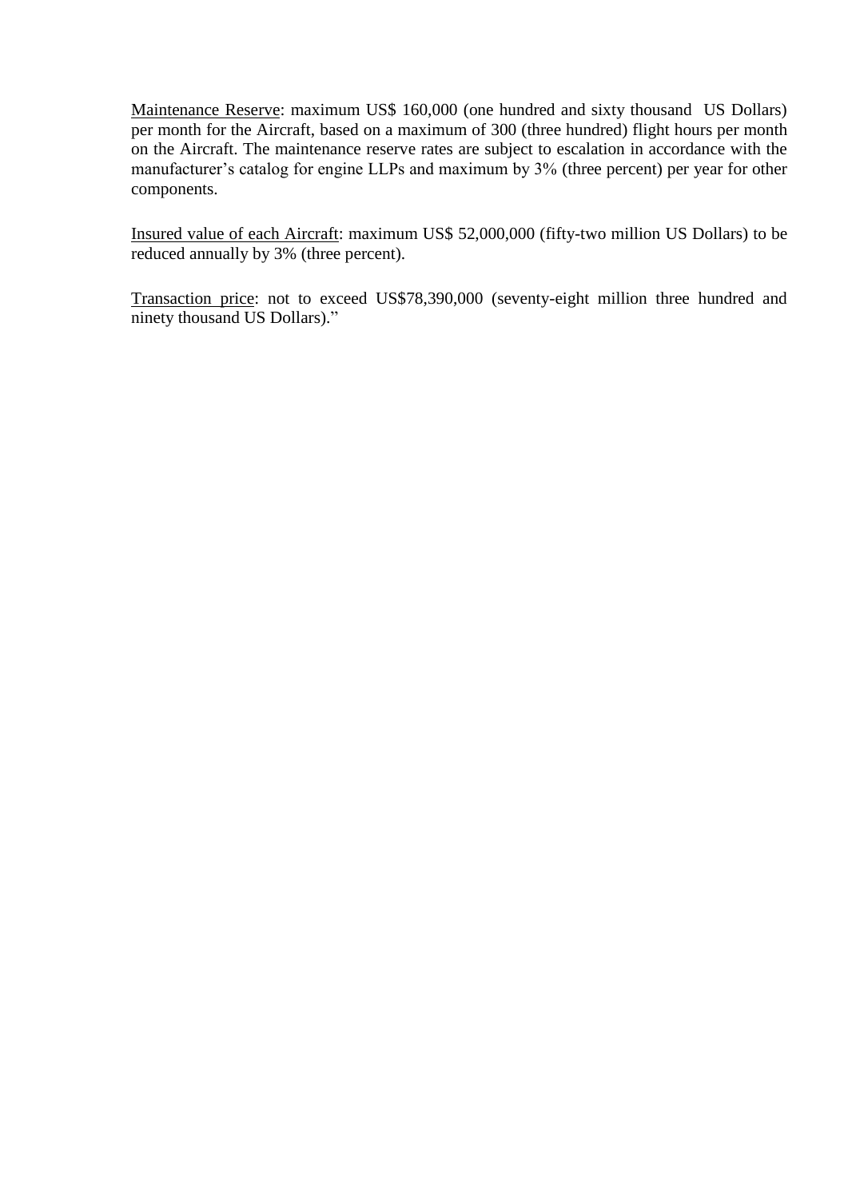Maintenance Reserve: maximum US$ 160,000 (one hundred and sixty thousand US Dollars) per month for the Aircraft, based on a maximum of 300 (three hundred) flight hours per month on the Aircraft. The maintenance reserve rates are subject to escalation in accordance with the manufacturer's catalog for engine LLPs and maximum by 3% (three percent) per year for other components.

Insured value of each Aircraft: maximum US$ 52,000,000 (fifty-two million US Dollars) to be reduced annually by 3% (three percent).

Transaction price: not to exceed US$78,390,000 (seventy-eight million three hundred and ninety thousand US Dollars)."